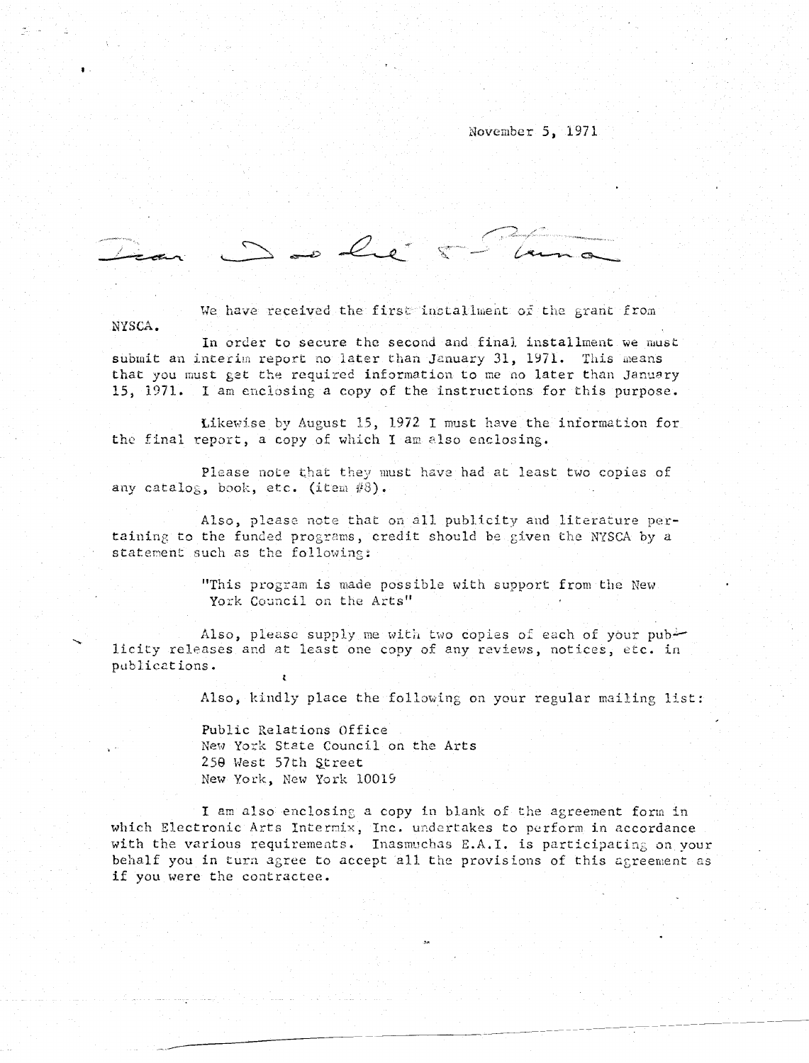November 5, 1971

Dear Doolie & Steina

We have received the first installment of the grant from NYSCA.

In order to secure the second and final installment we must submit an interim report no later than January 31, 1971. This means that you must get the required information to me no later than January 15, 1971. I am enclosing a copy of the instructions for this purpose.

Likewise by August 15, 1972 I must have the information for the final report, a copy of which I am also enclosing.

Please note that they must have had at least two copies of any catalog, book, etc. (item #8).

Also, please note that on all publicity and literature pertaining to the funded programs, credit should be given the NYSCA by a statement such as the following:

> "This program is made possible with support from the New York Council on the Arts"

Also, please supply me with two copies of each of your publicity releases and at least one copy of any reviews, notices, etc. in publications.

Also, kindly place the following on your regular mailing list:

Public Relations Office
New York State Council on the Arts
250 West 57th Street
New York, New York 10019

I am also enclosing a copy in blank of the agreement form in which Electronic Arts Intermix, Inc. undertakes to perform in accordance with the various requirements. Inasmuchas E.A.I. is participating on your behalf you in turn agree to accept all the provisions of this agreement as if you were the contractee.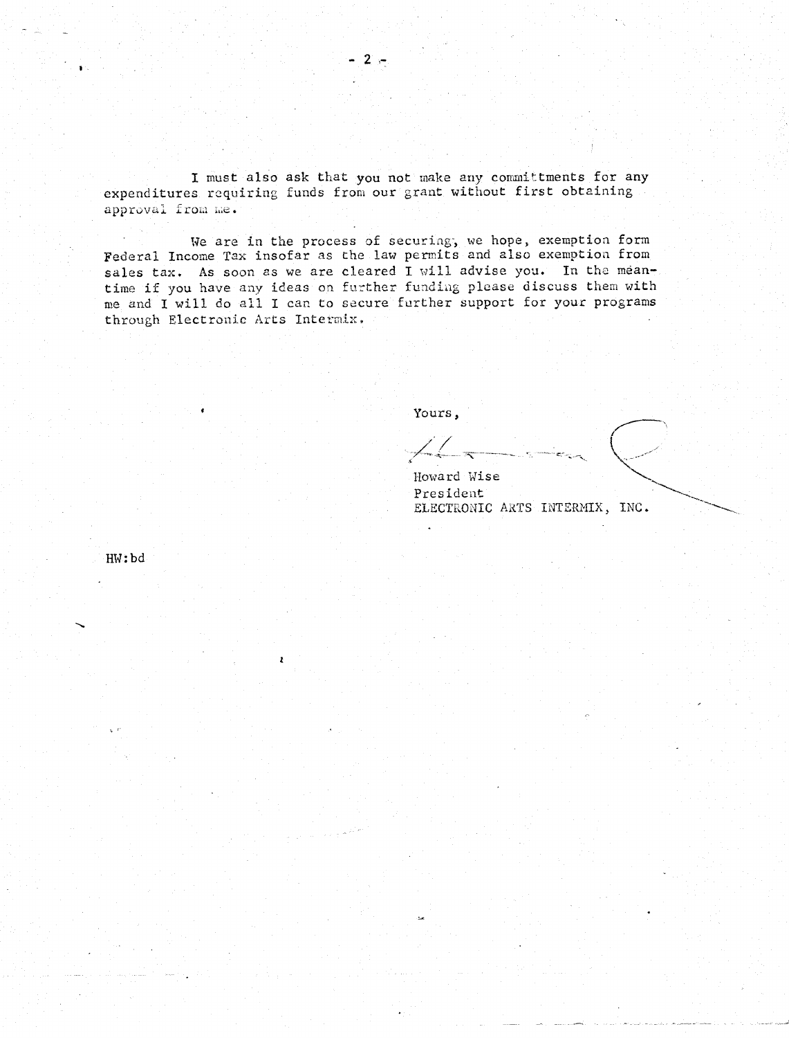I must also ask that you not make any committtments for any expenditures requiring funds from our grant without first obtaining approval from me.

We are in the process of securing, we hope, exemption form Federal Income Tax insofar as the law permits and also exemption from sales tax. As soon as we are cleared I will advise you. In the meantime if you have any ideas on further funding please discuss them with me and I will do all I can to secure further support for your programs through Electronic Arts Intermix.

Yours,

Howard Wise
President
ELECTRONIC ARTS INTERMIX, INC.

HW:bd